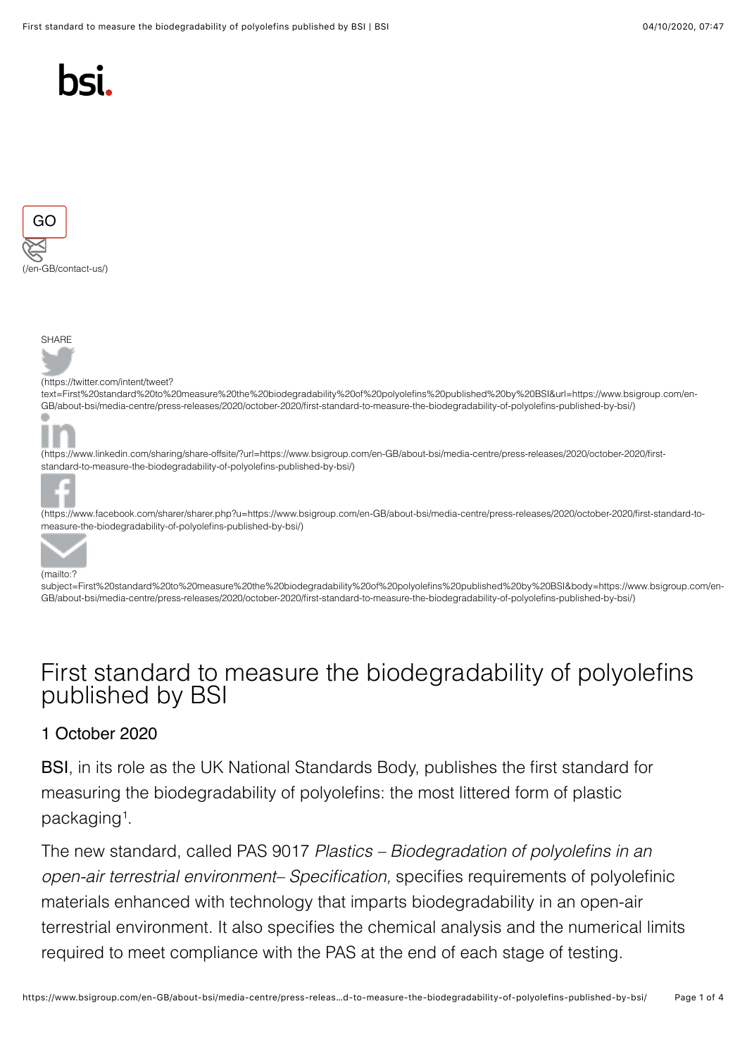bsi.

GO

(/en-GB/contact-us/)

SHARE

(https://twitter.com/intent/tweet?text=First%20standard%20to%20measure%20the%20biodegradability%20of%20polyolefins%20published%20by%20BSI&url=https://www.bsigroup.com/en-GB/about-bsi/media-centre/press-releases/2020/october-2020/first-standard-to-measure-the-biodegradability-of-polyolefins-published-by-bsi/)

(https://www.linkedin.com/sharing/share-offsite/?url=https://www.bsigroup.com/en-GB/about-bsi/media-centre/press-releases/2020/october-2020/first-standard-to-measure-the-biodegradability-of-polyolefins-published-by-bsi/)

(https://www.facebook.com/sharer/sharer.php?u=https://www.bsigroup.com/en-GB/about-bsi/media-centre/press-releases/2020/october-2020/first-standard-to-measure-the-biodegradability-of-polyolefins-published-by-bsi/)

(mailto:?subject=First%20standard%20to%20measure%20the%20biodegradability%20of%20polyolefins%20published%20by%20BSI&body=https://www.bsigroup.com/en-GB/about-bsi/media-centre/press-releases/2020/october-2020/first-standard-to-measure-the-biodegradability-of-polyolefins-published-by-bsi/)

# First standard to measure the biodegradability of polyolefins published by BSI

1 October 2020

BSI, in its role as the UK National Standards Body, publishes the first standard for measuring the biodegradability of polyolefins: the most littered form of plastic packaging[1].

The new standard, called PAS 9017 *Plastics – Biodegradation of polyolefins in an open-air terrestrial environment– Specification,* specifies requirements of polyolefinic materials enhanced with technology that imparts biodegradability in an open-air terrestrial environment. It also specifies the chemical analysis and the numerical limits required to meet compliance with the PAS at the end of each stage of testing.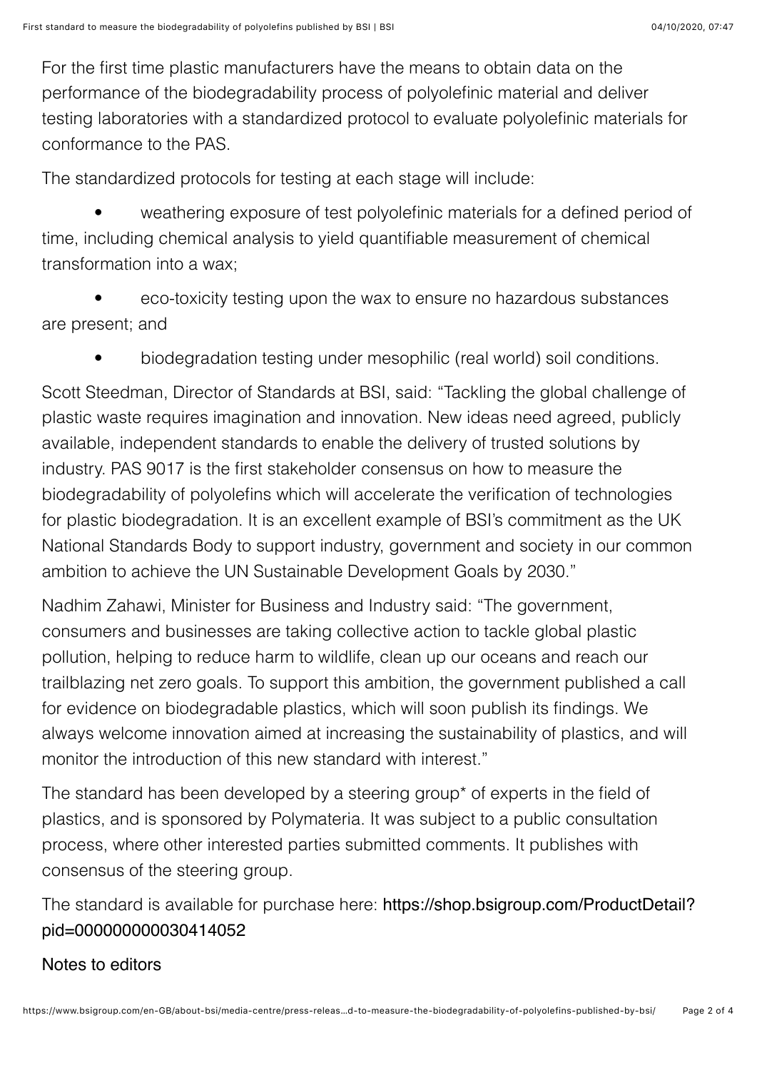For the first time plastic manufacturers have the means to obtain data on the performance of the biodegradability process of polyolefinic material and deliver testing laboratories with a standardized protocol to evaluate polyolefinic materials for conformance to the PAS.

The standardized protocols for testing at each stage will include:

- weathering exposure of test polyolefinic materials for a defined period of time, including chemical analysis to yield quantifiable measurement of chemical transformation into a wax;
- eco-toxicity testing upon the wax to ensure no hazardous substances are present; and
- biodegradation testing under mesophilic (real world) soil conditions.

Scott Steedman, Director of Standards at BSI, said: “Tackling the global challenge of plastic waste requires imagination and innovation. New ideas need agreed, publicly available, independent standards to enable the delivery of trusted solutions by industry. PAS 9017 is the first stakeholder consensus on how to measure the biodegradability of polyolefins which will accelerate the verification of technologies for plastic biodegradation. It is an excellent example of BSI’s commitment as the UK National Standards Body to support industry, government and society in our common ambition to achieve the UN Sustainable Development Goals by 2030.”

Nadhim Zahawi, Minister for Business and Industry said: “The government, consumers and businesses are taking collective action to tackle global plastic pollution, helping to reduce harm to wildlife, clean up our oceans and reach our trailblazing net zero goals. To support this ambition, the government published a call for evidence on biodegradable plastics, which will soon publish its findings. We always welcome innovation aimed at increasing the sustainability of plastics, and will monitor the introduction of this new standard with interest.”

The standard has been developed by a steering group* of experts in the field of plastics, and is sponsored by Polymateria. It was subject to a public consultation process, where other interested parties submitted comments. It publishes with consensus of the steering group.

The standard is available for purchase here: https://shop.bsigroup.com/ProductDetail?pid=000000000030414052

Notes to editors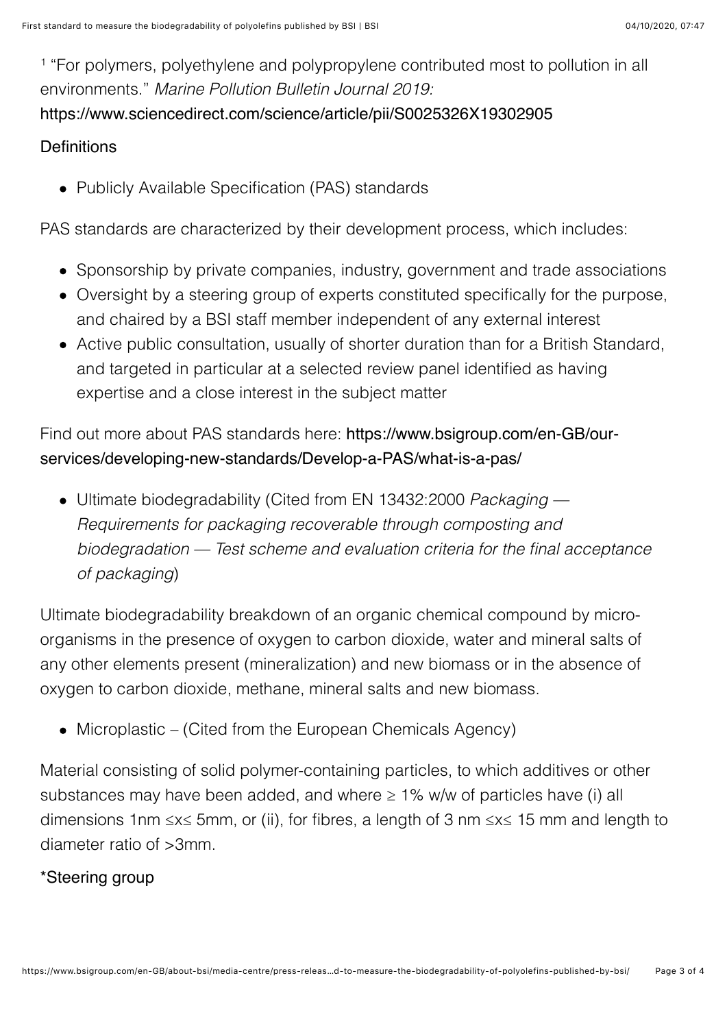[1] "For polymers, polyethylene and polypropylene contributed most to pollution in all environments." *Marine Pollution Bulletin Journal 2019:* https://www.sciencedirect.com/science/article/pii/S0025326X19302905

Definitions

- Publicly Available Specification (PAS) standards

PAS standards are characterized by their development process, which includes:

- Sponsorship by private companies, industry, government and trade associations
- Oversight by a steering group of experts constituted specifically for the purpose, and chaired by a BSI staff member independent of any external interest
- Active public consultation, usually of shorter duration than for a British Standard, and targeted in particular at a selected review panel identified as having expertise and a close interest in the subject matter

Find out more about PAS standards here: https://www.bsigroup.com/en-GB/our-services/developing-new-standards/Develop-a-PAS/what-is-a-pas/

- Ultimate biodegradability (Cited from EN 13432:2000 *Packaging — Requirements for packaging recoverable through composting and biodegradation — Test scheme and evaluation criteria for the final acceptance of packaging*)

Ultimate biodegradability breakdown of an organic chemical compound by micro-organisms in the presence of oxygen to carbon dioxide, water and mineral salts of any other elements present (mineralization) and new biomass or in the absence of oxygen to carbon dioxide, methane, mineral salts and new biomass.

- Microplastic – (Cited from the European Chemicals Agency)

Material consisting of solid polymer-containing particles, to which additives or other substances may have been added, and where ≥ 1% w/w of particles have (i) all dimensions 1nm ≤x≤ 5mm, or (ii), for fibres, a length of 3 nm ≤x≤ 15 mm and length to diameter ratio of >3mm.

*Steering group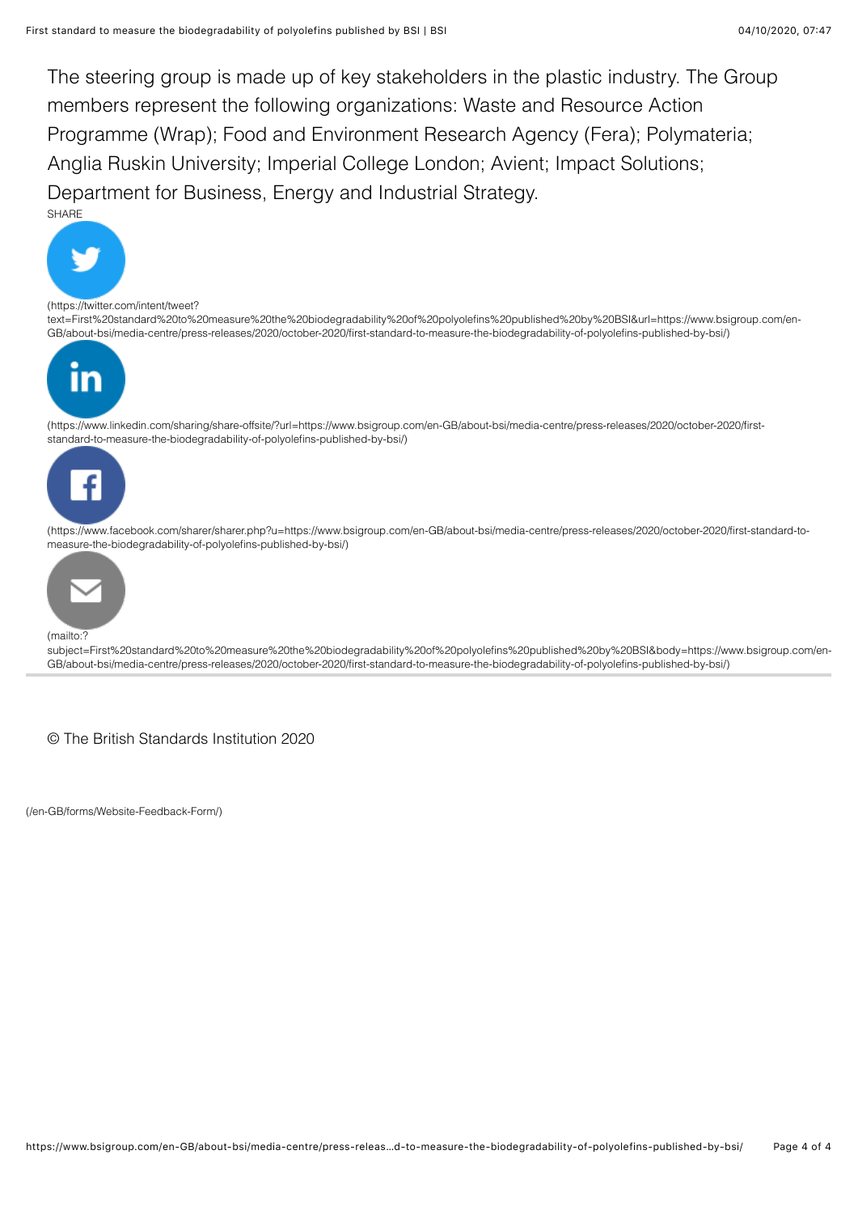The steering group is made up of key stakeholders in the plastic industry. The Group members represent the following organizations: Waste and Resource Action Programme (Wrap); Food and Environment Research Agency (Fera); Polymateria; Anglia Ruskin University; Imperial College London; Avient; Impact Solutions; Department for Business, Energy and Industrial Strategy.

SHARE

(https://twitter.com/intent/tweet?text=First%20standard%20to%20measure%20the%20biodegradability%20of%20polyolefins%20published%20by%20BSI&url=https://www.bsigroup.com/en-GB/about-bsi/media-centre/press-releases/2020/october-2020/first-standard-to-measure-the-biodegradability-of-polyolefins-published-by-bsi/)

(https://www.linkedin.com/sharing/share-offsite/?url=https://www.bsigroup.com/en-GB/about-bsi/media-centre/press-releases/2020/october-2020/first-standard-to-measure-the-biodegradability-of-polyolefins-published-by-bsi/)

(https://www.facebook.com/sharer/sharer.php?u=https://www.bsigroup.com/en-GB/about-bsi/media-centre/press-releases/2020/october-2020/first-standard-to-measure-the-biodegradability-of-polyolefins-published-by-bsi/)

(mailto:?subject=First%20standard%20to%20measure%20the%20biodegradability%20of%20polyolefins%20published%20by%20BSI&body=https://www.bsigroup.com/en-GB/about-bsi/media-centre/press-releases/2020/october-2020/first-standard-to-measure-the-biodegradability-of-polyolefins-published-by-bsi/)

© The British Standards Institution 2020

(/en-GB/forms/Website-Feedback-Form/)